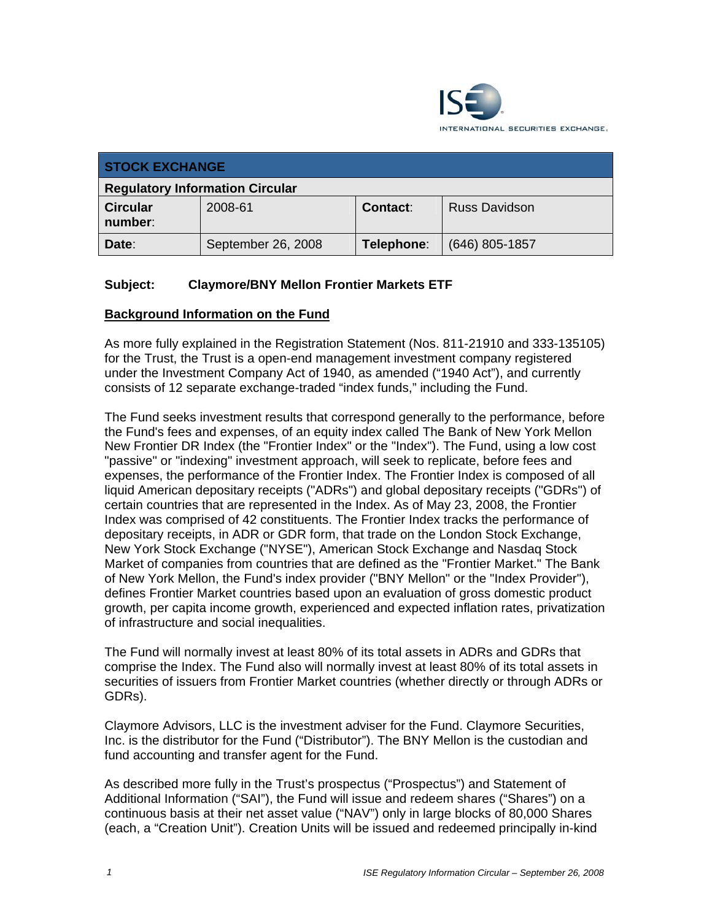INTERNATIONAL SECURITIES EXCHANGE.

| STOCK EXCHANGE | | | |
|---|---|---|---|
| **Regulatory Information Circular** | | | |
| **Circular number**: | 2008-61 | **Contact**: | Russ Davidson |
| **Date**: | September 26, 2008 | **Telephone**: | (646) 805-1857 |

**Subject: Claymore/BNY Mellon Frontier Markets ETF**

## Background Information on the Fund

As more fully explained in the Registration Statement (Nos. 811-21910 and 333-135105) for the Trust, the Trust is a open-end management investment company registered under the Investment Company Act of 1940, as amended ("1940 Act"), and currently consists of 12 separate exchange-traded "index funds," including the Fund.

The Fund seeks investment results that correspond generally to the performance, before the Fund's fees and expenses, of an equity index called The Bank of New York Mellon New Frontier DR Index (the "Frontier Index" or the "Index"). The Fund, using a low cost "passive" or "indexing" investment approach, will seek to replicate, before fees and expenses, the performance of the Frontier Index. The Frontier Index is composed of all liquid American depositary receipts ("ADRs") and global depositary receipts ("GDRs") of certain countries that are represented in the Index. As of May 23, 2008, the Frontier Index was comprised of 42 constituents. The Frontier Index tracks the performance of depositary receipts, in ADR or GDR form, that trade on the London Stock Exchange, New York Stock Exchange ("NYSE"), American Stock Exchange and Nasdaq Stock Market of companies from countries that are defined as the "Frontier Market." The Bank of New York Mellon, the Fund's index provider ("BNY Mellon" or the "Index Provider"), defines Frontier Market countries based upon an evaluation of gross domestic product growth, per capita income growth, experienced and expected inflation rates, privatization of infrastructure and social inequalities.

The Fund will normally invest at least 80% of its total assets in ADRs and GDRs that comprise the Index. The Fund also will normally invest at least 80% of its total assets in securities of issuers from Frontier Market countries (whether directly or through ADRs or GDRs).

Claymore Advisors, LLC is the investment adviser for the Fund. Claymore Securities, Inc. is the distributor for the Fund ("Distributor"). The BNY Mellon is the custodian and fund accounting and transfer agent for the Fund.

As described more fully in the Trust's prospectus ("Prospectus") and Statement of Additional Information ("SAI"), the Fund will issue and redeem shares ("Shares") on a continuous basis at their net asset value ("NAV") only in large blocks of 80,000 Shares (each, a "Creation Unit"). Creation Units will be issued and redeemed principally in-kind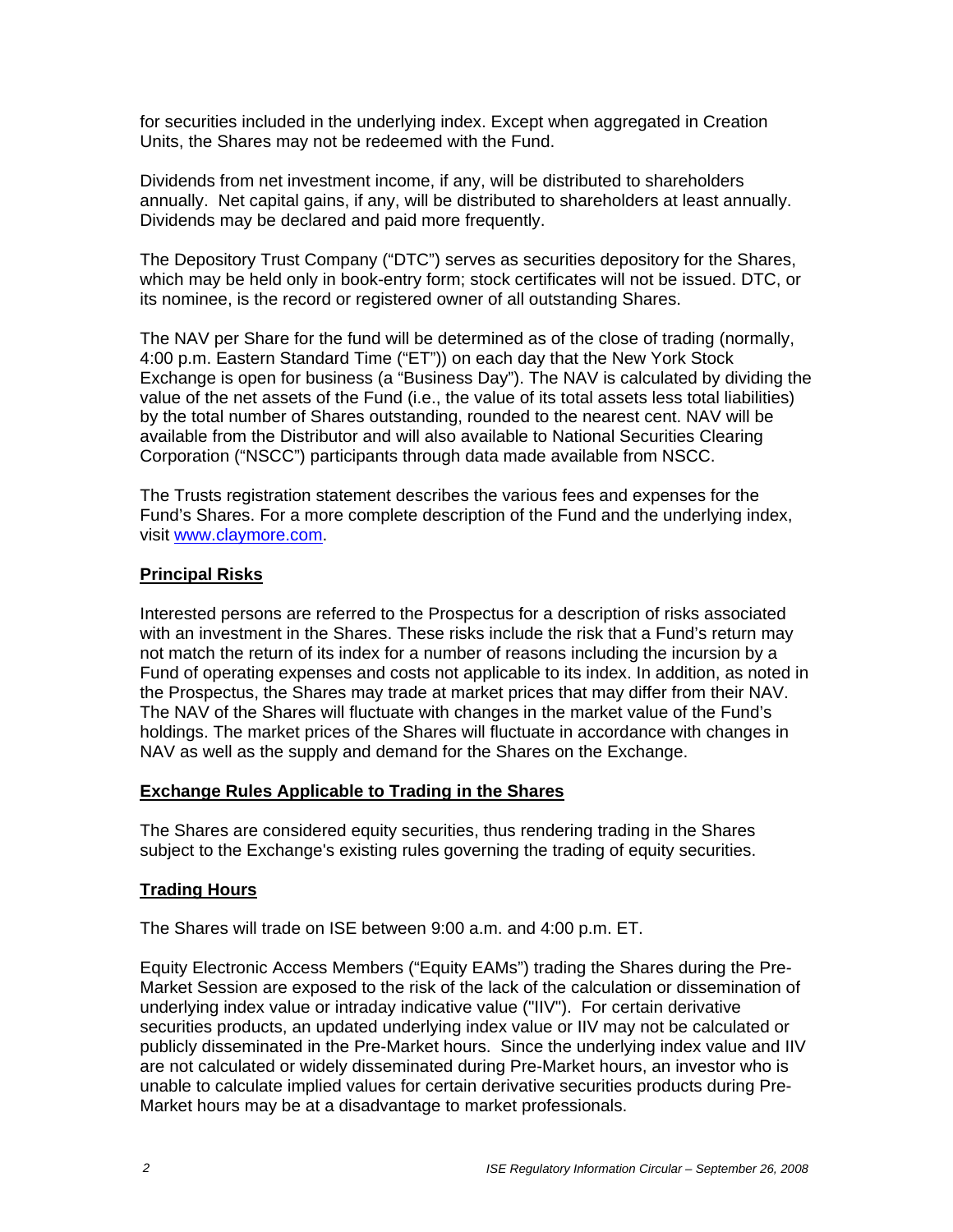for securities included in the underlying index. Except when aggregated in Creation Units, the Shares may not be redeemed with the Fund.

Dividends from net investment income, if any, will be distributed to shareholders annually. Net capital gains, if any, will be distributed to shareholders at least annually. Dividends may be declared and paid more frequently.

The Depository Trust Company ("DTC") serves as securities depository for the Shares, which may be held only in book-entry form; stock certificates will not be issued. DTC, or its nominee, is the record or registered owner of all outstanding Shares.

The NAV per Share for the fund will be determined as of the close of trading (normally, 4:00 p.m. Eastern Standard Time ("ET")) on each day that the New York Stock Exchange is open for business (a "Business Day"). The NAV is calculated by dividing the value of the net assets of the Fund (i.e., the value of its total assets less total liabilities) by the total number of Shares outstanding, rounded to the nearest cent. NAV will be available from the Distributor and will also available to National Securities Clearing Corporation ("NSCC") participants through data made available from NSCC.

The Trusts registration statement describes the various fees and expenses for the Fund's Shares. For a more complete description of the Fund and the underlying index, visit www.claymore.com.

**Principal Risks**

Interested persons are referred to the Prospectus for a description of risks associated with an investment in the Shares. These risks include the risk that a Fund's return may not match the return of its index for a number of reasons including the incursion by a Fund of operating expenses and costs not applicable to its index. In addition, as noted in the Prospectus, the Shares may trade at market prices that may differ from their NAV. The NAV of the Shares will fluctuate with changes in the market value of the Fund's holdings. The market prices of the Shares will fluctuate in accordance with changes in NAV as well as the supply and demand for the Shares on the Exchange.

**Exchange Rules Applicable to Trading in the Shares**

The Shares are considered equity securities, thus rendering trading in the Shares subject to the Exchange's existing rules governing the trading of equity securities.

**Trading Hours**

The Shares will trade on ISE between 9:00 a.m. and 4:00 p.m. ET.

Equity Electronic Access Members ("Equity EAMs") trading the Shares during the Pre-Market Session are exposed to the risk of the lack of the calculation or dissemination of underlying index value or intraday indicative value ("IIV"). For certain derivative securities products, an updated underlying index value or IIV may not be calculated or publicly disseminated in the Pre-Market hours. Since the underlying index value and IIV are not calculated or widely disseminated during Pre-Market hours, an investor who is unable to calculate implied values for certain derivative securities products during Pre-Market hours may be at a disadvantage to market professionals.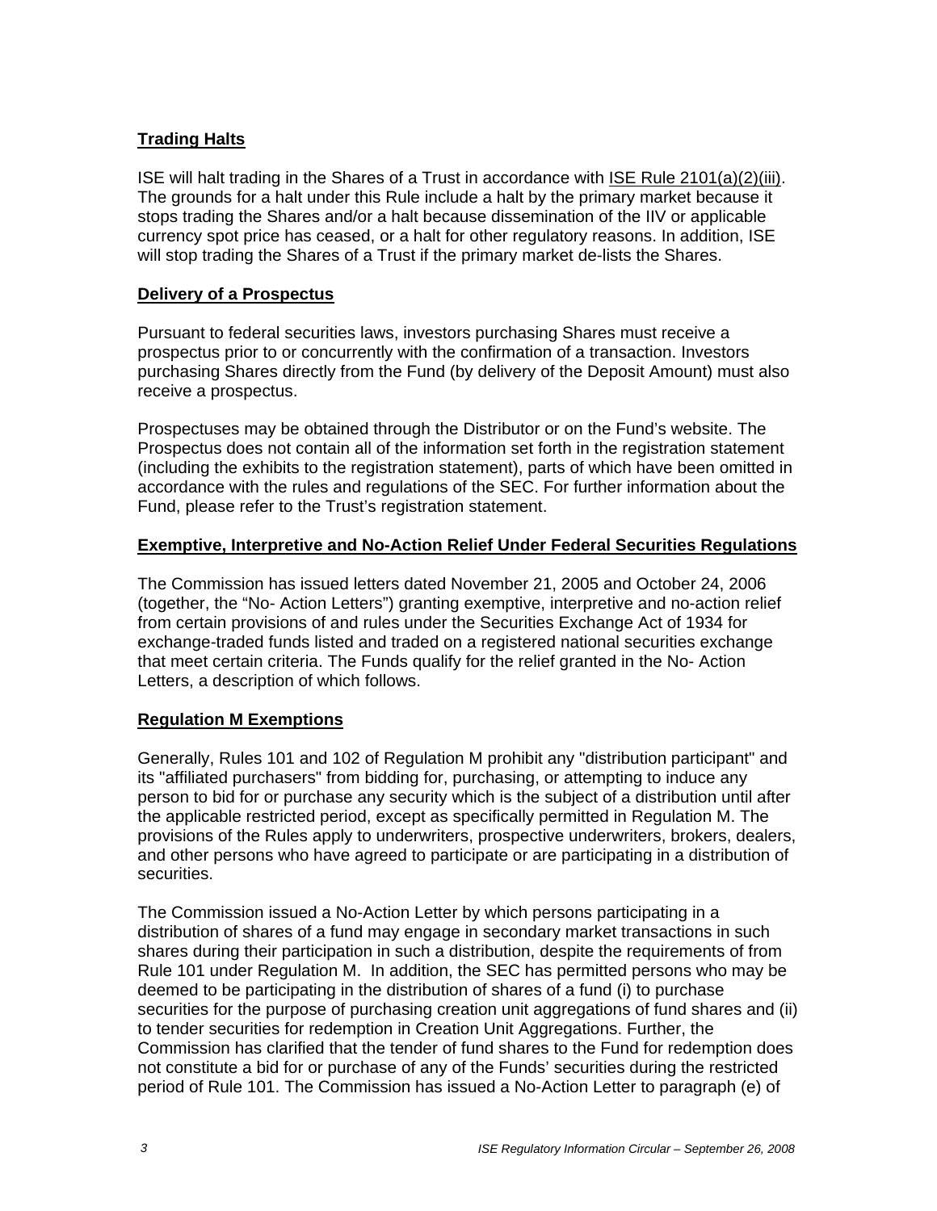**Trading Halts**

ISE will halt trading in the Shares of a Trust in accordance with ISE Rule 2101(a)(2)(iii). The grounds for a halt under this Rule include a halt by the primary market because it stops trading the Shares and/or a halt because dissemination of the IIV or applicable currency spot price has ceased, or a halt for other regulatory reasons. In addition, ISE will stop trading the Shares of a Trust if the primary market de-lists the Shares.

**Delivery of a Prospectus**

Pursuant to federal securities laws, investors purchasing Shares must receive a prospectus prior to or concurrently with the confirmation of a transaction. Investors purchasing Shares directly from the Fund (by delivery of the Deposit Amount) must also receive a prospectus.

Prospectuses may be obtained through the Distributor or on the Fund's website. The Prospectus does not contain all of the information set forth in the registration statement (including the exhibits to the registration statement), parts of which have been omitted in accordance with the rules and regulations of the SEC. For further information about the Fund, please refer to the Trust's registration statement.

**Exemptive, Interpretive and No-Action Relief Under Federal Securities Regulations**

The Commission has issued letters dated November 21, 2005 and October 24, 2006 (together, the "No- Action Letters") granting exemptive, interpretive and no-action relief from certain provisions of and rules under the Securities Exchange Act of 1934 for exchange-traded funds listed and traded on a registered national securities exchange that meet certain criteria. The Funds qualify for the relief granted in the No- Action Letters, a description of which follows.

**Regulation M Exemptions**

Generally, Rules 101 and 102 of Regulation M prohibit any "distribution participant" and its "affiliated purchasers" from bidding for, purchasing, or attempting to induce any person to bid for or purchase any security which is the subject of a distribution until after the applicable restricted period, except as specifically permitted in Regulation M. The provisions of the Rules apply to underwriters, prospective underwriters, brokers, dealers, and other persons who have agreed to participate or are participating in a distribution of securities.

The Commission issued a No-Action Letter by which persons participating in a distribution of shares of a fund may engage in secondary market transactions in such shares during their participation in such a distribution, despite the requirements of from Rule 101 under Regulation M. In addition, the SEC has permitted persons who may be deemed to be participating in the distribution of shares of a fund (i) to purchase securities for the purpose of purchasing creation unit aggregations of fund shares and (ii) to tender securities for redemption in Creation Unit Aggregations. Further, the Commission has clarified that the tender of fund shares to the Fund for redemption does not constitute a bid for or purchase of any of the Funds' securities during the restricted period of Rule 101. The Commission has issued a No-Action Letter to paragraph (e) of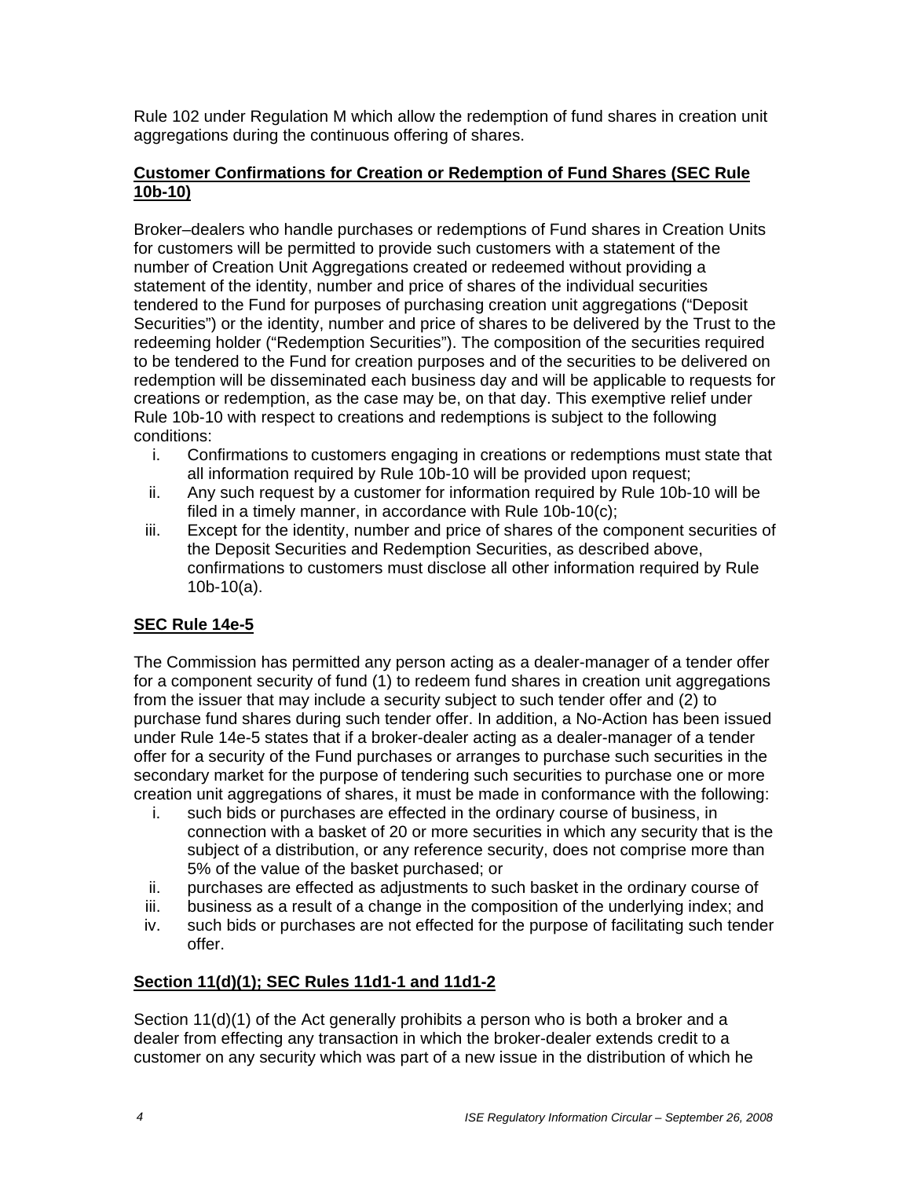Rule 102 under Regulation M which allow the redemption of fund shares in creation unit aggregations during the continuous offering of shares.

**Customer Confirmations for Creation or Redemption of Fund Shares (SEC Rule 10b-10)**

Broker–dealers who handle purchases or redemptions of Fund shares in Creation Units for customers will be permitted to provide such customers with a statement of the number of Creation Unit Aggregations created or redeemed without providing a statement of the identity, number and price of shares of the individual securities tendered to the Fund for purposes of purchasing creation unit aggregations ("Deposit Securities") or the identity, number and price of shares to be delivered by the Trust to the redeeming holder ("Redemption Securities"). The composition of the securities required to be tendered to the Fund for creation purposes and of the securities to be delivered on redemption will be disseminated each business day and will be applicable to requests for creations or redemption, as the case may be, on that day. This exemptive relief under Rule 10b-10 with respect to creations and redemptions is subject to the following conditions:

i. Confirmations to customers engaging in creations or redemptions must state that all information required by Rule 10b-10 will be provided upon request;
ii. Any such request by a customer for information required by Rule 10b-10 will be filed in a timely manner, in accordance with Rule 10b-10(c);
iii. Except for the identity, number and price of shares of the component securities of the Deposit Securities and Redemption Securities, as described above, confirmations to customers must disclose all other information required by Rule 10b-10(a).

**SEC Rule 14e-5**

The Commission has permitted any person acting as a dealer-manager of a tender offer for a component security of fund (1) to redeem fund shares in creation unit aggregations from the issuer that may include a security subject to such tender offer and (2) to purchase fund shares during such tender offer. In addition, a No-Action has been issued under Rule 14e-5 states that if a broker-dealer acting as a dealer-manager of a tender offer for a security of the Fund purchases or arranges to purchase such securities in the secondary market for the purpose of tendering such securities to purchase one or more creation unit aggregations of shares, it must be made in conformance with the following:

i. such bids or purchases are effected in the ordinary course of business, in connection with a basket of 20 or more securities in which any security that is the subject of a distribution, or any reference security, does not comprise more than 5% of the value of the basket purchased; or
ii. purchases are effected as adjustments to such basket in the ordinary course of
iii. business as a result of a change in the composition of the underlying index; and
iv. such bids or purchases are not effected for the purpose of facilitating such tender offer.

**Section 11(d)(1); SEC Rules 11d1-1 and 11d1-2**

Section 11(d)(1) of the Act generally prohibits a person who is both a broker and a dealer from effecting any transaction in which the broker-dealer extends credit to a customer on any security which was part of a new issue in the distribution of which he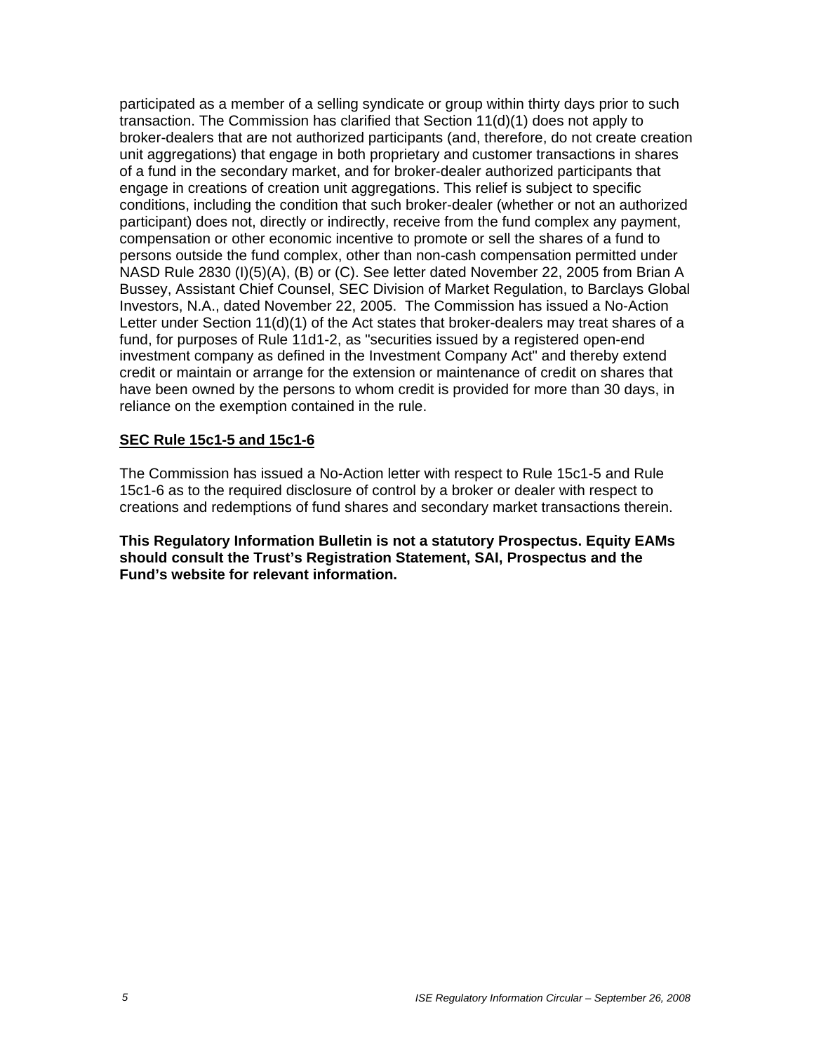participated as a member of a selling syndicate or group within thirty days prior to such transaction. The Commission has clarified that Section 11(d)(1) does not apply to broker-dealers that are not authorized participants (and, therefore, do not create creation unit aggregations) that engage in both proprietary and customer transactions in shares of a fund in the secondary market, and for broker-dealer authorized participants that engage in creations of creation unit aggregations. This relief is subject to specific conditions, including the condition that such broker-dealer (whether or not an authorized participant) does not, directly or indirectly, receive from the fund complex any payment, compensation or other economic incentive to promote or sell the shares of a fund to persons outside the fund complex, other than non-cash compensation permitted under NASD Rule 2830 (I)(5)(A), (B) or (C). See letter dated November 22, 2005 from Brian A Bussey, Assistant Chief Counsel, SEC Division of Market Regulation, to Barclays Global Investors, N.A., dated November 22, 2005. The Commission has issued a No-Action Letter under Section 11(d)(1) of the Act states that broker-dealers may treat shares of a fund, for purposes of Rule 11d1-2, as "securities issued by a registered open-end investment company as defined in the Investment Company Act" and thereby extend credit or maintain or arrange for the extension or maintenance of credit on shares that have been owned by the persons to whom credit is provided for more than 30 days, in reliance on the exemption contained in the rule.

**SEC Rule 15c1-5 and 15c1-6**

The Commission has issued a No-Action letter with respect to Rule 15c1-5 and Rule 15c1-6 as to the required disclosure of control by a broker or dealer with respect to creations and redemptions of fund shares and secondary market transactions therein.

**This Regulatory Information Bulletin is not a statutory Prospectus. Equity EAMs should consult the Trust's Registration Statement, SAI, Prospectus and the Fund's website for relevant information.**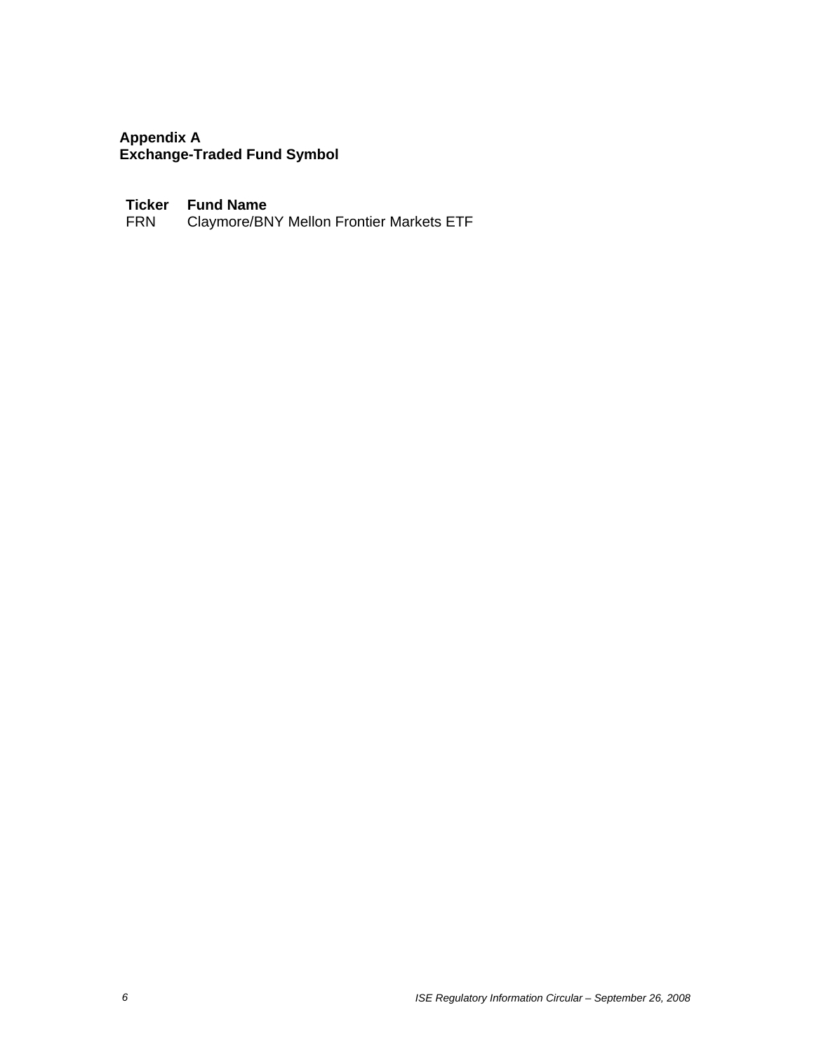**Appendix A**
**Exchange-Traded Fund Symbol**

| Ticker | Fund Name |
|---|---|
| FRN | Claymore/BNY Mellon Frontier Markets ETF |